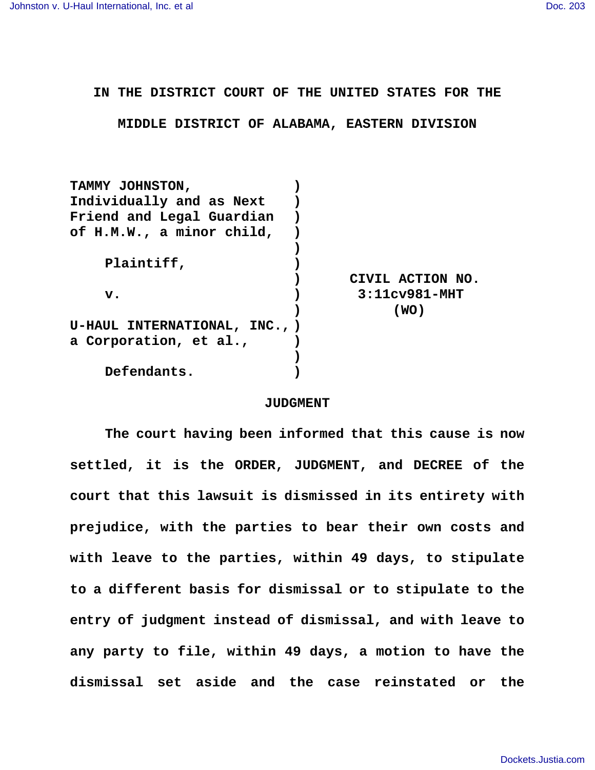IN THE DISTRICT COURT OF THE UNITED STATES FOR THE

MIDDLE DISTRICT OF ALABAMA, EASTERN DIVISION

| | | |
|---|---|---|
| TAMMY JOHNSTON, Individually and as Next Friend and Legal Guardian of H.M.W., a minor child, | ) | |
| Plaintiff, | ) | |
| v. | ) | CIVIL ACTION NO. 3:11cv981-MHT (WO) |
| U-HAUL INTERNATIONAL, INC., a Corporation, et al., | ) | |
| Defendants. | ) | |

## JUDGMENT

The court having been informed that this cause is now settled, it is the ORDER, JUDGMENT, and DECREE of the court that this lawsuit is dismissed in its entirety with prejudice, with the parties to bear their own costs and with leave to the parties, within 49 days, to stipulate to a different basis for dismissal or to stipulate to the entry of judgment instead of dismissal, and with leave to any party to file, within 49 days, a motion to have the dismissal set aside and the case reinstated or the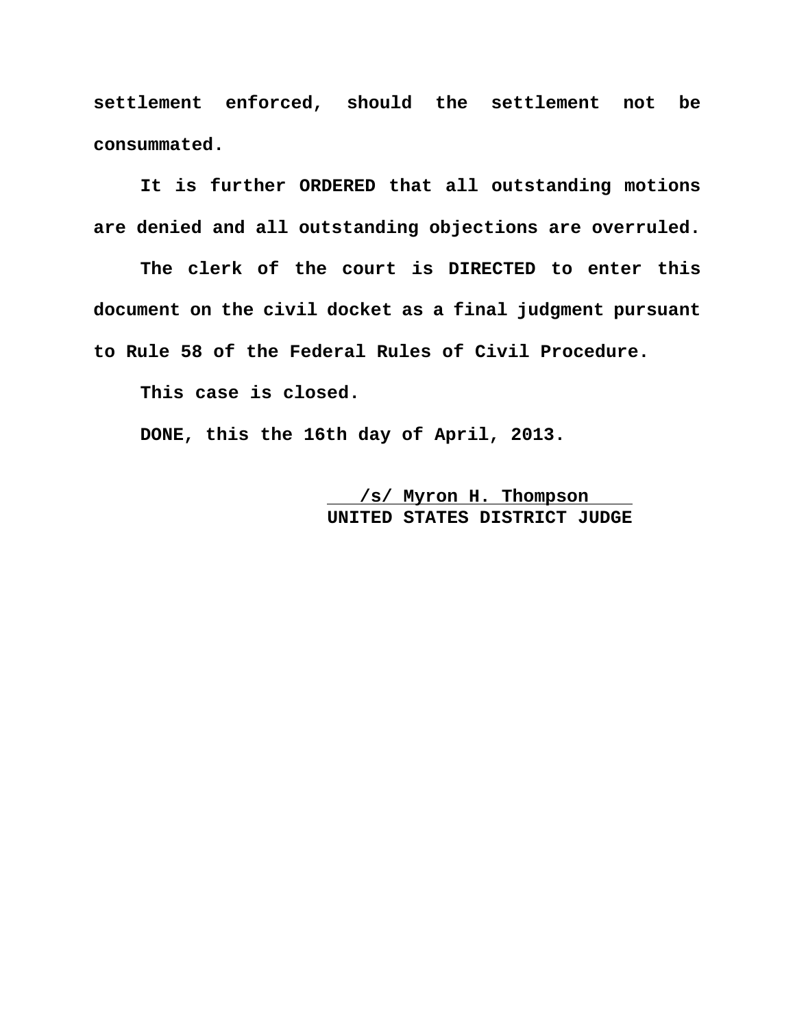settlement enforced, should the settlement not be consummated.

It is further **ORDERED** that all outstanding motions are denied and all outstanding objections are overruled.

The clerk of the court is **DIRECTED** to enter this document on the civil docket as a final judgment pursuant to Rule 58 of the Federal Rules of Civil Procedure.

This case is closed.

**DONE**, this the 16th day of April, 2013.

/s/ Myron H. Thompson
UNITED STATES DISTRICT JUDGE